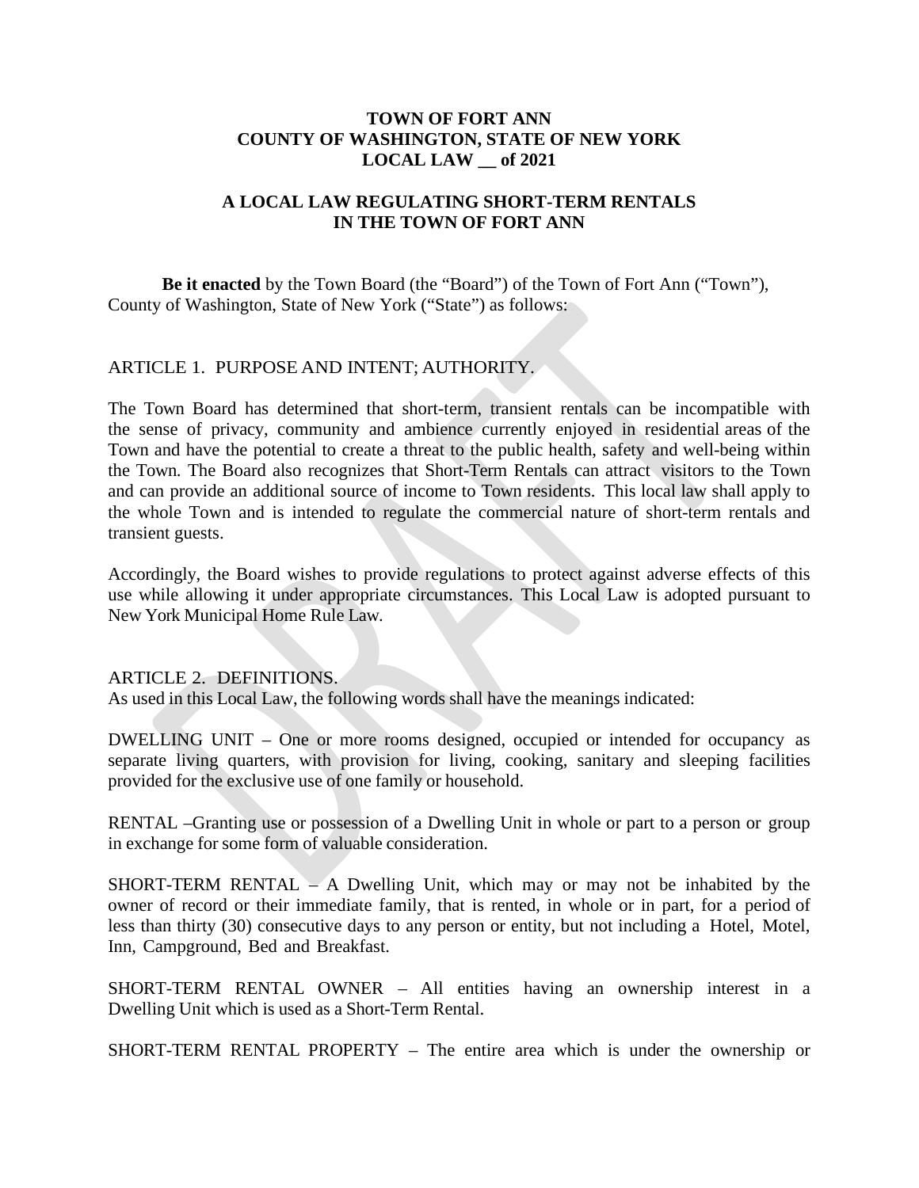**TOWN OF FORT ANN**
**COUNTY OF WASHINGTON, STATE OF NEW YORK**
**LOCAL LAW __ of 2021**

**A LOCAL LAW REGULATING SHORT-TERM RENTALS IN THE TOWN OF FORT ANN**

**Be it enacted** by the Town Board (the "Board") of the Town of Fort Ann ("Town"), County of Washington, State of New York ("State") as follows:

ARTICLE 1. PURPOSE AND INTENT; AUTHORITY.

The Town Board has determined that short-term, transient rentals can be incompatible with the sense of privacy, community and ambience currently enjoyed in residential areas of the Town and have the potential to create a threat to the public health, safety and well-being within the Town. The Board also recognizes that Short-Term Rentals can attract visitors to the Town and can provide an additional source of income to Town residents. This local law shall apply to the whole Town and is intended to regulate the commercial nature of short-term rentals and transient guests.

Accordingly, the Board wishes to provide regulations to protect against adverse effects of this use while allowing it under appropriate circumstances. This Local Law is adopted pursuant to New York Municipal Home Rule Law.

ARTICLE 2. DEFINITIONS.

As used in this Local Law, the following words shall have the meanings indicated:

DWELLING UNIT – One or more rooms designed, occupied or intended for occupancy as separate living quarters, with provision for living, cooking, sanitary and sleeping facilities provided for the exclusive use of one family or household.

RENTAL –Granting use or possession of a Dwelling Unit in whole or part to a person or group in exchange for some form of valuable consideration.

SHORT-TERM RENTAL – A Dwelling Unit, which may or may not be inhabited by the owner of record or their immediate family, that is rented, in whole or in part, for a period of less than thirty (30) consecutive days to any person or entity, but not including a Hotel, Motel, Inn, Campground, Bed and Breakfast.

SHORT-TERM RENTAL OWNER – All entities having an ownership interest in a Dwelling Unit which is used as a Short-Term Rental.

SHORT-TERM RENTAL PROPERTY – The entire area which is under the ownership or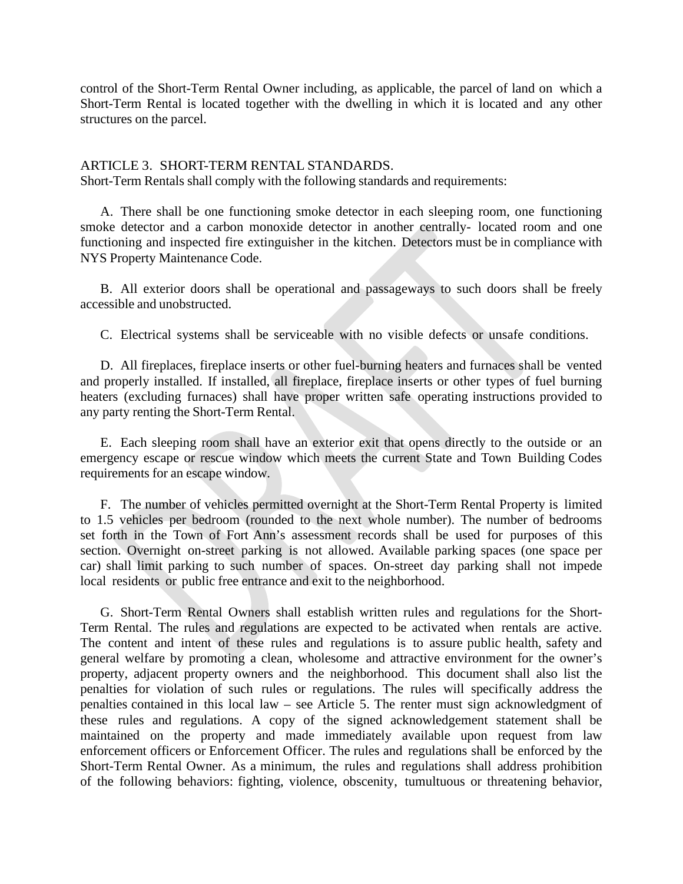control of the Short-Term Rental Owner including, as applicable, the parcel of land on which a Short-Term Rental is located together with the dwelling in which it is located and any other structures on the parcel.

## ARTICLE 3. SHORT-TERM RENTAL STANDARDS.

Short-Term Rentals shall comply with the following standards and requirements:

A. There shall be one functioning smoke detector in each sleeping room, one functioning smoke detector and a carbon monoxide detector in another centrally- located room and one functioning and inspected fire extinguisher in the kitchen. Detectors must be in compliance with NYS Property Maintenance Code.

B. All exterior doors shall be operational and passageways to such doors shall be freely accessible and unobstructed.

C. Electrical systems shall be serviceable with no visible defects or unsafe conditions.

D. All fireplaces, fireplace inserts or other fuel-burning heaters and furnaces shall be vented and properly installed. If installed, all fireplace, fireplace inserts or other types of fuel burning heaters (excluding furnaces) shall have proper written safe operating instructions provided to any party renting the Short-Term Rental.

E. Each sleeping room shall have an exterior exit that opens directly to the outside or an emergency escape or rescue window which meets the current State and Town Building Codes requirements for an escape window.

F. The number of vehicles permitted overnight at the Short-Term Rental Property is limited to 1.5 vehicles per bedroom (rounded to the next whole number). The number of bedrooms set forth in the Town of Fort Ann's assessment records shall be used for purposes of this section. Overnight on-street parking is not allowed. Available parking spaces (one space per car) shall limit parking to such number of spaces. On-street day parking shall not impede local residents or public free entrance and exit to the neighborhood.

G. Short-Term Rental Owners shall establish written rules and regulations for the Short-Term Rental. The rules and regulations are expected to be activated when rentals are active. The content and intent of these rules and regulations is to assure public health, safety and general welfare by promoting a clean, wholesome and attractive environment for the owner's property, adjacent property owners and the neighborhood. This document shall also list the penalties for violation of such rules or regulations. The rules will specifically address the penalties contained in this local law – see Article 5. The renter must sign acknowledgment of these rules and regulations. A copy of the signed acknowledgement statement shall be maintained on the property and made immediately available upon request from law enforcement officers or Enforcement Officer. The rules and regulations shall be enforced by the Short-Term Rental Owner. As a minimum, the rules and regulations shall address prohibition of the following behaviors: fighting, violence, obscenity, tumultuous or threatening behavior,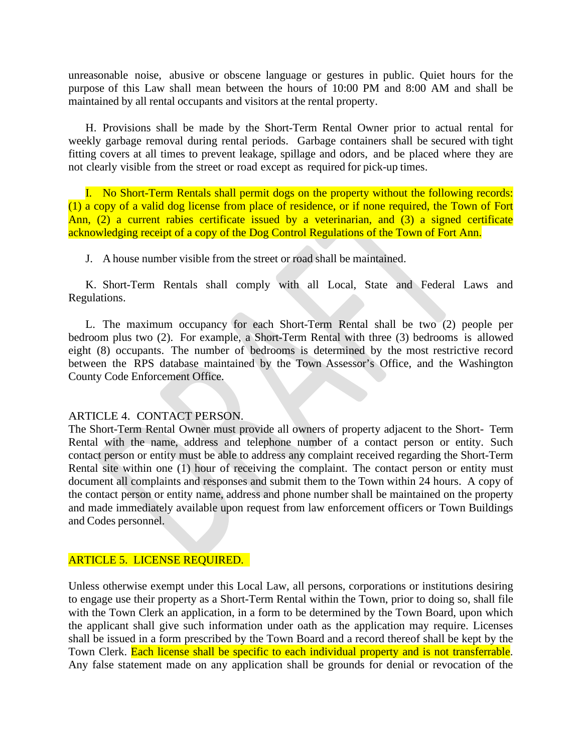unreasonable noise, abusive or obscene language or gestures in public. Quiet hours for the purpose of this Law shall mean between the hours of 10:00 PM and 8:00 AM and shall be maintained by all rental occupants and visitors at the rental property.

H. Provisions shall be made by the Short-Term Rental Owner prior to actual rental for weekly garbage removal during rental periods. Garbage containers shall be secured with tight fitting covers at all times to prevent leakage, spillage and odors, and be placed where they are not clearly visible from the street or road except as required for pick-up times.

I. No Short-Term Rentals shall permit dogs on the property without the following records: (1) a copy of a valid dog license from place of residence, or if none required, the Town of Fort Ann, (2) a current rabies certificate issued by a veterinarian, and (3) a signed certificate acknowledging receipt of a copy of the Dog Control Regulations of the Town of Fort Ann.

J. A house number visible from the street or road shall be maintained.

K. Short-Term Rentals shall comply with all Local, State and Federal Laws and Regulations.

L. The maximum occupancy for each Short-Term Rental shall be two (2) people per bedroom plus two (2). For example, a Short-Term Rental with three (3) bedrooms is allowed eight (8) occupants. The number of bedrooms is determined by the most restrictive record between the RPS database maintained by the Town Assessor's Office, and the Washington County Code Enforcement Office.

ARTICLE 4. CONTACT PERSON.

The Short-Term Rental Owner must provide all owners of property adjacent to the Short- Term Rental with the name, address and telephone number of a contact person or entity. Such contact person or entity must be able to address any complaint received regarding the Short-Term Rental site within one (1) hour of receiving the complaint. The contact person or entity must document all complaints and responses and submit them to the Town within 24 hours. A copy of the contact person or entity name, address and phone number shall be maintained on the property and made immediately available upon request from law enforcement officers or Town Buildings and Codes personnel.

ARTICLE 5. LICENSE REQUIRED.

Unless otherwise exempt under this Local Law, all persons, corporations or institutions desiring to engage use their property as a Short-Term Rental within the Town, prior to doing so, shall file with the Town Clerk an application, in a form to be determined by the Town Board, upon which the applicant shall give such information under oath as the application may require. Licenses shall be issued in a form prescribed by the Town Board and a record thereof shall be kept by the Town Clerk. Each license shall be specific to each individual property and is not transferrable. Any false statement made on any application shall be grounds for denial or revocation of the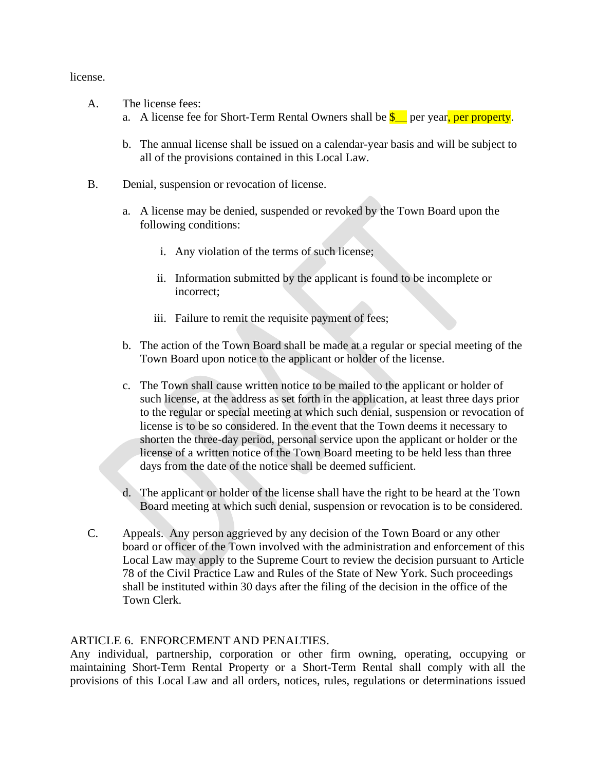license.

A. The license fees:
   a. A license fee for Short-Term Rental Owners shall be $__ per year, per property.

   b. The annual license shall be issued on a calendar-year basis and will be subject to all of the provisions contained in this Local Law.

B. Denial, suspension or revocation of license.

   a. A license may be denied, suspended or revoked by the Town Board upon the following conditions:

      i. Any violation of the terms of such license;

      ii. Information submitted by the applicant is found to be incomplete or incorrect;

      iii. Failure to remit the requisite payment of fees;

   b. The action of the Town Board shall be made at a regular or special meeting of the Town Board upon notice to the applicant or holder of the license.

   c. The Town shall cause written notice to be mailed to the applicant or holder of such license, at the address as set forth in the application, at least three days prior to the regular or special meeting at which such denial, suspension or revocation of license is to be so considered. In the event that the Town deems it necessary to shorten the three-day period, personal service upon the applicant or holder or the license of a written notice of the Town Board meeting to be held less than three days from the date of the notice shall be deemed sufficient.

   d. The applicant or holder of the license shall have the right to be heard at the Town Board meeting at which such denial, suspension or revocation is to be considered.

C. Appeals. Any person aggrieved by any decision of the Town Board or any other board or officer of the Town involved with the administration and enforcement of this Local Law may apply to the Supreme Court to review the decision pursuant to Article 78 of the Civil Practice Law and Rules of the State of New York. Such proceedings shall be instituted within 30 days after the filing of the decision in the office of the Town Clerk.

ARTICLE 6. ENFORCEMENT AND PENALTIES.

Any individual, partnership, corporation or other firm owning, operating, occupying or maintaining Short-Term Rental Property or a Short-Term Rental shall comply with all the provisions of this Local Law and all orders, notices, rules, regulations or determinations issued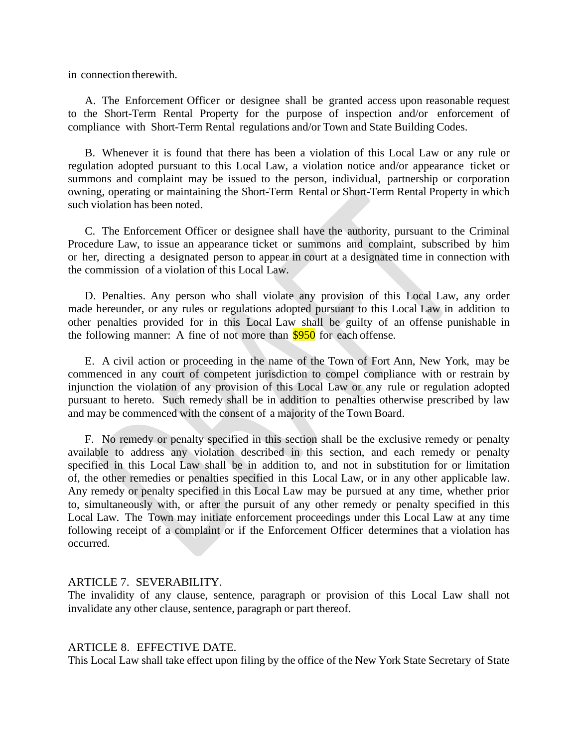in connection therewith.

A. The Enforcement Officer or designee shall be granted access upon reasonable request to the Short-Term Rental Property for the purpose of inspection and/or enforcement of compliance with Short-Term Rental regulations and/or Town and State Building Codes.

B. Whenever it is found that there has been a violation of this Local Law or any rule or regulation adopted pursuant to this Local Law, a violation notice and/or appearance ticket or summons and complaint may be issued to the person, individual, partnership or corporation owning, operating or maintaining the Short-Term Rental or Short-Term Rental Property in which such violation has been noted.

C. The Enforcement Officer or designee shall have the authority, pursuant to the Criminal Procedure Law, to issue an appearance ticket or summons and complaint, subscribed by him or her, directing a designated person to appear in court at a designated time in connection with the commission of a violation of this Local Law.

D. Penalties. Any person who shall violate any provision of this Local Law, any order made hereunder, or any rules or regulations adopted pursuant to this Local Law in addition to other penalties provided for in this Local Law shall be guilty of an offense punishable in the following manner: A fine of not more than $950 for each offense.

E. A civil action or proceeding in the name of the Town of Fort Ann, New York, may be commenced in any court of competent jurisdiction to compel compliance with or restrain by injunction the violation of any provision of this Local Law or any rule or regulation adopted pursuant to hereto. Such remedy shall be in addition to penalties otherwise prescribed by law and may be commenced with the consent of a majority of the Town Board.

F. No remedy or penalty specified in this section shall be the exclusive remedy or penalty available to address any violation described in this section, and each remedy or penalty specified in this Local Law shall be in addition to, and not in substitution for or limitation of, the other remedies or penalties specified in this Local Law, or in any other applicable law. Any remedy or penalty specified in this Local Law may be pursued at any time, whether prior to, simultaneously with, or after the pursuit of any other remedy or penalty specified in this Local Law. The Town may initiate enforcement proceedings under this Local Law at any time following receipt of a complaint or if the Enforcement Officer determines that a violation has occurred.

ARTICLE 7. SEVERABILITY.

The invalidity of any clause, sentence, paragraph or provision of this Local Law shall not invalidate any other clause, sentence, paragraph or part thereof.

ARTICLE 8. EFFECTIVE DATE.

This Local Law shall take effect upon filing by the office of the New York State Secretary of State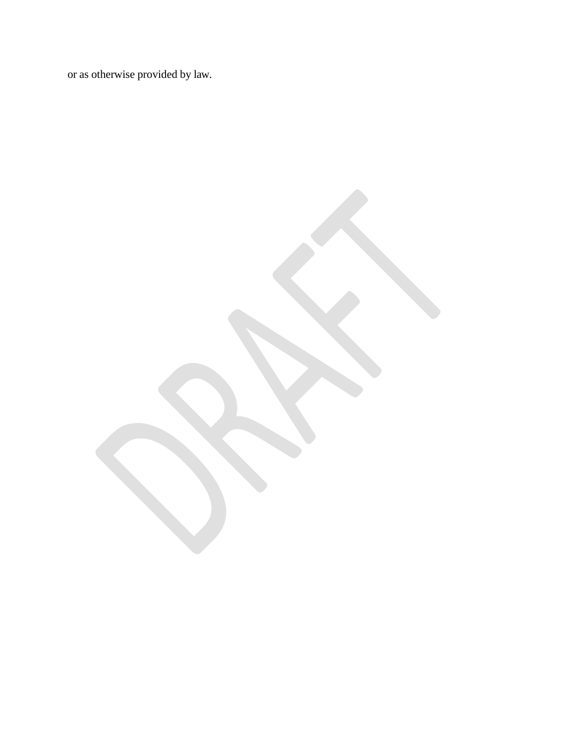or as otherwise provided by law.